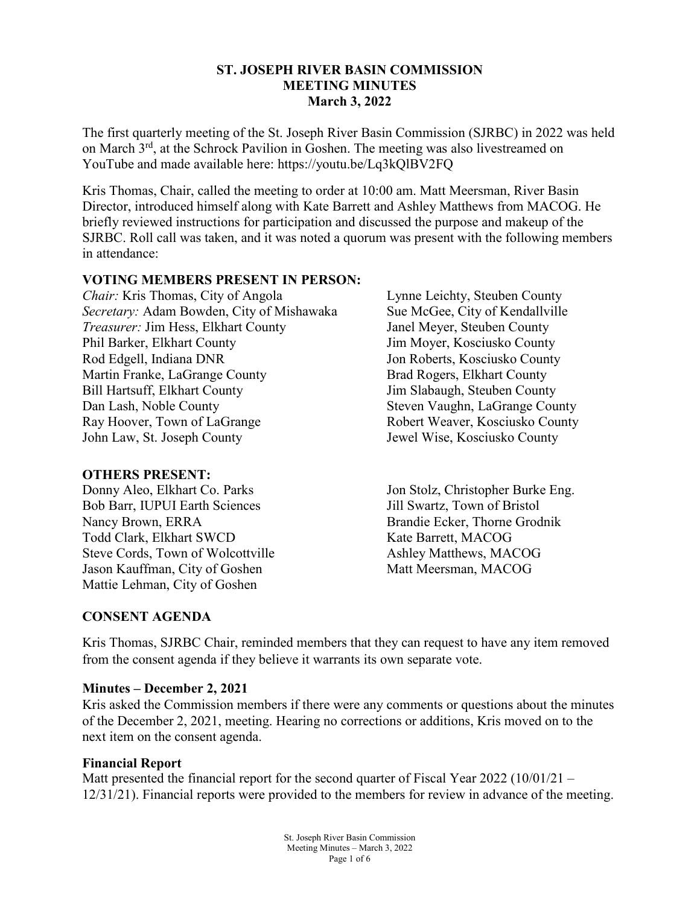# ST. JOSEPH RIVER BASIN COMMISSION
# MEETING MINUTES
# March 3, 2022

The first quarterly meeting of the St. Joseph River Basin Commission (SJRBC) in 2022 was held on March 3rd, at the Schrock Pavilion in Goshen. The meeting was also livestreamed on YouTube and made available here: https://youtu.be/Lq3kQlBV2FQ

Kris Thomas, Chair, called the meeting to order at 10:00 am. Matt Meersman, River Basin Director, introduced himself along with Kate Barrett and Ashley Matthews from MACOG. He briefly reviewed instructions for participation and discussed the purpose and makeup of the SJRBC. Roll call was taken, and it was noted a quorum was present with the following members in attendance:

## VOTING MEMBERS PRESENT IN PERSON:

*Chair:* Kris Thomas, City of Angola
*Secretary:* Adam Bowden, City of Mishawaka
*Treasurer:* Jim Hess, Elkhart County
Phil Barker, Elkhart County
Rod Edgell, Indiana DNR
Martin Franke, LaGrange County
Bill Hartsuff, Elkhart County
Dan Lash, Noble County
Ray Hoover, Town of LaGrange
John Law, St. Joseph County
Lynne Leichty, Steuben County
Sue McGee, City of Kendallville
Janel Meyer, Steuben County
Jim Moyer, Kosciusko County
Jon Roberts, Kosciusko County
Brad Rogers, Elkhart County
Jim Slabaugh, Steuben County
Steven Vaughn, LaGrange County
Robert Weaver, Kosciusko County
Jewel Wise, Kosciusko County

## OTHERS PRESENT:

Donny Aleo, Elkhart Co. Parks
Bob Barr, IUPUI Earth Sciences
Nancy Brown, ERRA
Todd Clark, Elkhart SWCD
Steve Cords, Town of Wolcottville
Jason Kauffman, City of Goshen
Mattie Lehman, City of Goshen
Jon Stolz, Christopher Burke Eng.
Jill Swartz, Town of Bristol
Brandie Ecker, Thorne Grodnik
Kate Barrett, MACOG
Ashley Matthews, MACOG
Matt Meersman, MACOG

## CONSENT AGENDA

Kris Thomas, SJRBC Chair, reminded members that they can request to have any item removed from the consent agenda if they believe it warrants its own separate vote.

### Minutes – December 2, 2021

Kris asked the Commission members if there were any comments or questions about the minutes of the December 2, 2021, meeting. Hearing no corrections or additions, Kris moved on to the next item on the consent agenda.

### Financial Report

Matt presented the financial report for the second quarter of Fiscal Year 2022 (10/01/21 – 12/31/21). Financial reports were provided to the members for review in advance of the meeting.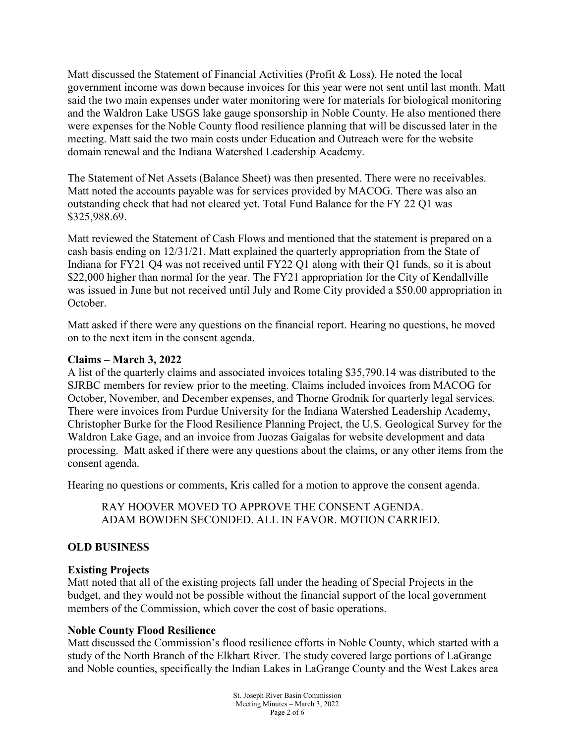Matt discussed the Statement of Financial Activities (Profit & Loss). He noted the local government income was down because invoices for this year were not sent until last month. Matt said the two main expenses under water monitoring were for materials for biological monitoring and the Waldron Lake USGS lake gauge sponsorship in Noble County. He also mentioned there were expenses for the Noble County flood resilience planning that will be discussed later in the meeting. Matt said the two main costs under Education and Outreach were for the website domain renewal and the Indiana Watershed Leadership Academy.

The Statement of Net Assets (Balance Sheet) was then presented. There were no receivables. Matt noted the accounts payable was for services provided by MACOG. There was also an outstanding check that had not cleared yet. Total Fund Balance for the FY 22 Q1 was $325,988.69.

Matt reviewed the Statement of Cash Flows and mentioned that the statement is prepared on a cash basis ending on 12/31/21. Matt explained the quarterly appropriation from the State of Indiana for FY21 Q4 was not received until FY22 Q1 along with their Q1 funds, so it is about $22,000 higher than normal for the year. The FY21 appropriation for the City of Kendallville was issued in June but not received until July and Rome City provided a $50.00 appropriation in October.

Matt asked if there were any questions on the financial report. Hearing no questions, he moved on to the next item in the consent agenda.

**Claims – March 3, 2022**

A list of the quarterly claims and associated invoices totaling $35,790.14 was distributed to the SJRBC members for review prior to the meeting. Claims included invoices from MACOG for October, November, and December expenses, and Thorne Grodnik for quarterly legal services. There were invoices from Purdue University for the Indiana Watershed Leadership Academy, Christopher Burke for the Flood Resilience Planning Project, the U.S. Geological Survey for the Waldron Lake Gage, and an invoice from Juozas Gaigalas for website development and data processing. Matt asked if there were any questions about the claims, or any other items from the consent agenda.

Hearing no questions or comments, Kris called for a motion to approve the consent agenda.

> RAY HOOVER MOVED TO APPROVE THE CONSENT AGENDA. ADAM BOWDEN SECONDED. ALL IN FAVOR. MOTION CARRIED.

## OLD BUSINESS

**Existing Projects**

Matt noted that all of the existing projects fall under the heading of Special Projects in the budget, and they would not be possible without the financial support of the local government members of the Commission, which cover the cost of basic operations.

**Noble County Flood Resilience**

Matt discussed the Commission's flood resilience efforts in Noble County, which started with a study of the North Branch of the Elkhart River. The study covered large portions of LaGrange and Noble counties, specifically the Indian Lakes in LaGrange County and the West Lakes area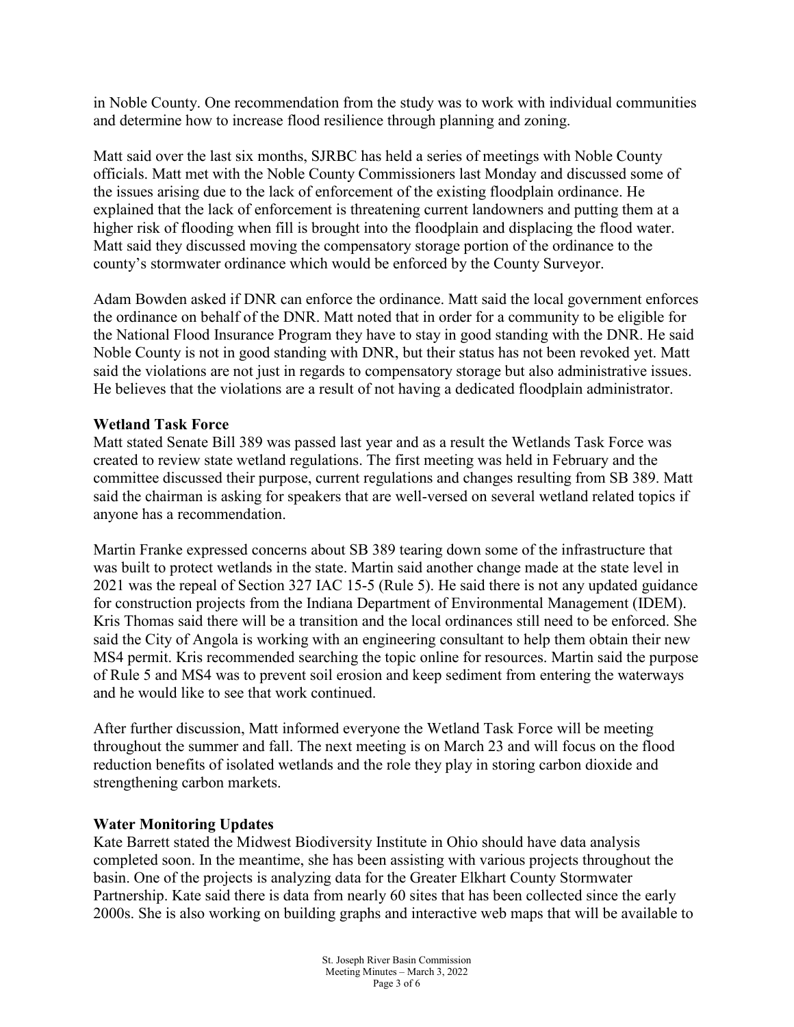in Noble County. One recommendation from the study was to work with individual communities and determine how to increase flood resilience through planning and zoning.

Matt said over the last six months, SJRBC has held a series of meetings with Noble County officials. Matt met with the Noble County Commissioners last Monday and discussed some of the issues arising due to the lack of enforcement of the existing floodplain ordinance. He explained that the lack of enforcement is threatening current landowners and putting them at a higher risk of flooding when fill is brought into the floodplain and displacing the flood water. Matt said they discussed moving the compensatory storage portion of the ordinance to the county's stormwater ordinance which would be enforced by the County Surveyor.

Adam Bowden asked if DNR can enforce the ordinance. Matt said the local government enforces the ordinance on behalf of the DNR. Matt noted that in order for a community to be eligible for the National Flood Insurance Program they have to stay in good standing with the DNR. He said Noble County is not in good standing with DNR, but their status has not been revoked yet. Matt said the violations are not just in regards to compensatory storage but also administrative issues. He believes that the violations are a result of not having a dedicated floodplain administrator.

**Wetland Task Force**

Matt stated Senate Bill 389 was passed last year and as a result the Wetlands Task Force was created to review state wetland regulations. The first meeting was held in February and the committee discussed their purpose, current regulations and changes resulting from SB 389. Matt said the chairman is asking for speakers that are well-versed on several wetland related topics if anyone has a recommendation.

Martin Franke expressed concerns about SB 389 tearing down some of the infrastructure that was built to protect wetlands in the state. Martin said another change made at the state level in 2021 was the repeal of Section 327 IAC 15-5 (Rule 5). He said there is not any updated guidance for construction projects from the Indiana Department of Environmental Management (IDEM). Kris Thomas said there will be a transition and the local ordinances still need to be enforced. She said the City of Angola is working with an engineering consultant to help them obtain their new MS4 permit. Kris recommended searching the topic online for resources. Martin said the purpose of Rule 5 and MS4 was to prevent soil erosion and keep sediment from entering the waterways and he would like to see that work continued.

After further discussion, Matt informed everyone the Wetland Task Force will be meeting throughout the summer and fall. The next meeting is on March 23 and will focus on the flood reduction benefits of isolated wetlands and the role they play in storing carbon dioxide and strengthening carbon markets.

**Water Monitoring Updates**

Kate Barrett stated the Midwest Biodiversity Institute in Ohio should have data analysis completed soon. In the meantime, she has been assisting with various projects throughout the basin. One of the projects is analyzing data for the Greater Elkhart County Stormwater Partnership. Kate said there is data from nearly 60 sites that has been collected since the early 2000s. She is also working on building graphs and interactive web maps that will be available to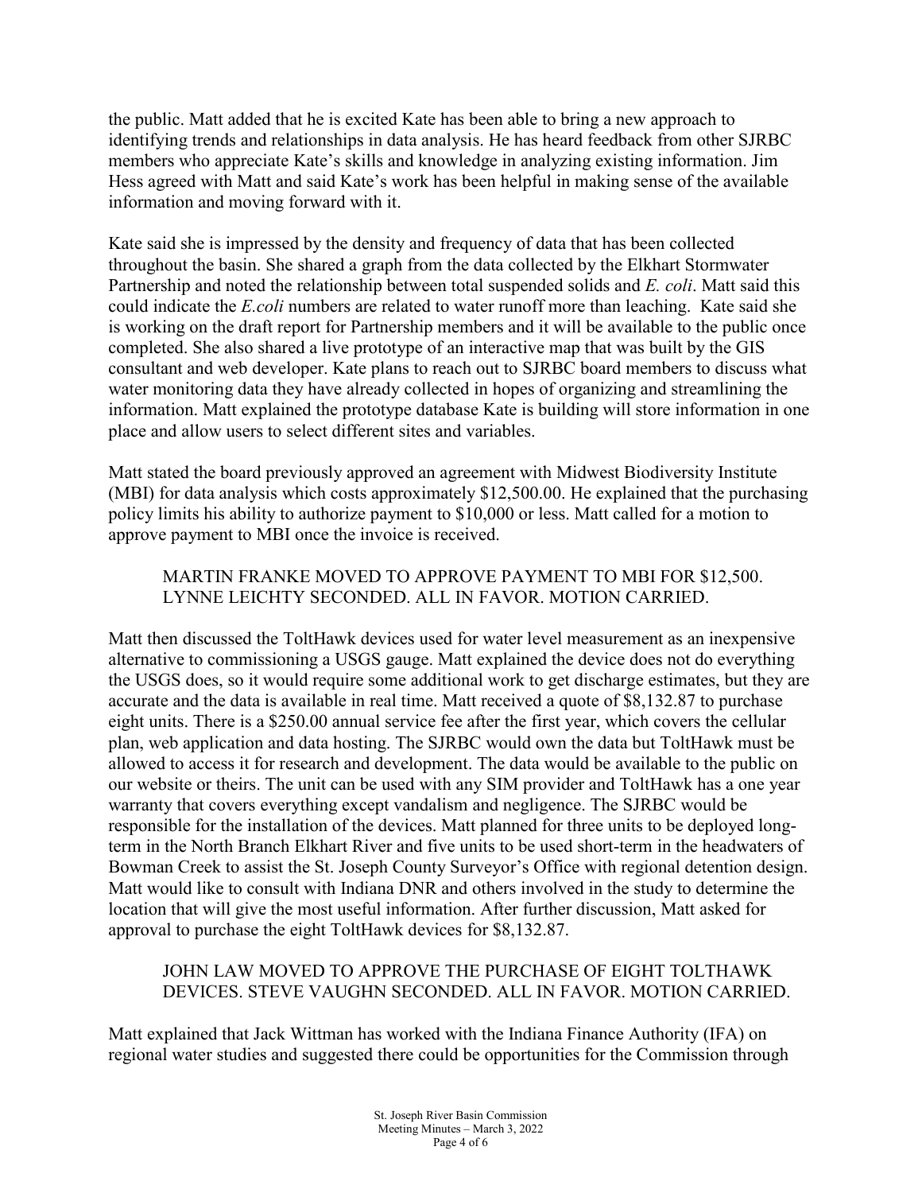the public. Matt added that he is excited Kate has been able to bring a new approach to identifying trends and relationships in data analysis. He has heard feedback from other SJRBC members who appreciate Kate's skills and knowledge in analyzing existing information. Jim Hess agreed with Matt and said Kate's work has been helpful in making sense of the available information and moving forward with it.

Kate said she is impressed by the density and frequency of data that has been collected throughout the basin. She shared a graph from the data collected by the Elkhart Stormwater Partnership and noted the relationship between total suspended solids and *E. coli*. Matt said this could indicate the *E.coli* numbers are related to water runoff more than leaching. Kate said she is working on the draft report for Partnership members and it will be available to the public once completed. She also shared a live prototype of an interactive map that was built by the GIS consultant and web developer. Kate plans to reach out to SJRBC board members to discuss what water monitoring data they have already collected in hopes of organizing and streamlining the information. Matt explained the prototype database Kate is building will store information in one place and allow users to select different sites and variables.

Matt stated the board previously approved an agreement with Midwest Biodiversity Institute (MBI) for data analysis which costs approximately $12,500.00. He explained that the purchasing policy limits his ability to authorize payment to $10,000 or less. Matt called for a motion to approve payment to MBI once the invoice is received.

> MARTIN FRANKE MOVED TO APPROVE PAYMENT TO MBI FOR $12,500. LYNNE LEICHTY SECONDED. ALL IN FAVOR. MOTION CARRIED.

Matt then discussed the ToltHawk devices used for water level measurement as an inexpensive alternative to commissioning a USGS gauge. Matt explained the device does not do everything the USGS does, so it would require some additional work to get discharge estimates, but they are accurate and the data is available in real time. Matt received a quote of $8,132.87 to purchase eight units. There is a $250.00 annual service fee after the first year, which covers the cellular plan, web application and data hosting. The SJRBC would own the data but ToltHawk must be allowed to access it for research and development. The data would be available to the public on our website or theirs. The unit can be used with any SIM provider and ToltHawk has a one year warranty that covers everything except vandalism and negligence. The SJRBC would be responsible for the installation of the devices. Matt planned for three units to be deployed long-term in the North Branch Elkhart River and five units to be used short-term in the headwaters of Bowman Creek to assist the St. Joseph County Surveyor's Office with regional detention design. Matt would like to consult with Indiana DNR and others involved in the study to determine the location that will give the most useful information. After further discussion, Matt asked for approval to purchase the eight ToltHawk devices for $8,132.87.

> JOHN LAW MOVED TO APPROVE THE PURCHASE OF EIGHT TOLTHAWK DEVICES. STEVE VAUGHN SECONDED. ALL IN FAVOR. MOTION CARRIED.

Matt explained that Jack Wittman has worked with the Indiana Finance Authority (IFA) on regional water studies and suggested there could be opportunities for the Commission through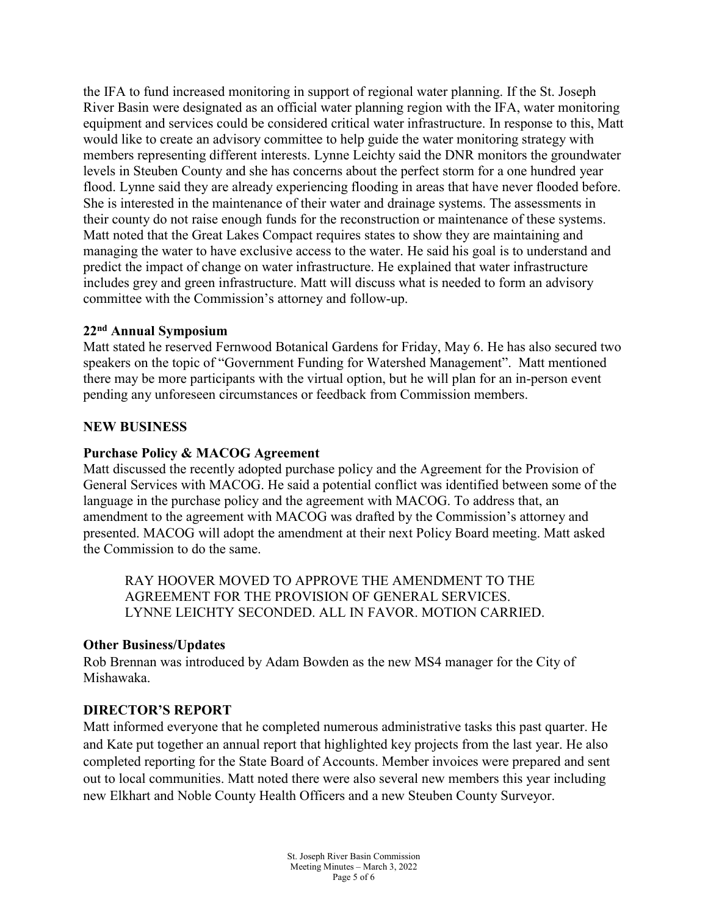the IFA to fund increased monitoring in support of regional water planning. If the St. Joseph River Basin were designated as an official water planning region with the IFA, water monitoring equipment and services could be considered critical water infrastructure. In response to this, Matt would like to create an advisory committee to help guide the water monitoring strategy with members representing different interests. Lynne Leichty said the DNR monitors the groundwater levels in Steuben County and she has concerns about the perfect storm for a one hundred year flood. Lynne said they are already experiencing flooding in areas that have never flooded before. She is interested in the maintenance of their water and drainage systems. The assessments in their county do not raise enough funds for the reconstruction or maintenance of these systems. Matt noted that the Great Lakes Compact requires states to show they are maintaining and managing the water to have exclusive access to the water. He said his goal is to understand and predict the impact of change on water infrastructure. He explained that water infrastructure includes grey and green infrastructure. Matt will discuss what is needed to form an advisory committee with the Commission's attorney and follow-up.

**22nd Annual Symposium**

Matt stated he reserved Fernwood Botanical Gardens for Friday, May 6. He has also secured two speakers on the topic of "Government Funding for Watershed Management". Matt mentioned there may be more participants with the virtual option, but he will plan for an in-person event pending any unforeseen circumstances or feedback from Commission members.

## NEW BUSINESS

**Purchase Policy & MACOG Agreement**

Matt discussed the recently adopted purchase policy and the Agreement for the Provision of General Services with MACOG. He said a potential conflict was identified between some of the language in the purchase policy and the agreement with MACOG. To address that, an amendment to the agreement with MACOG was drafted by the Commission's attorney and presented. MACOG will adopt the amendment at their next Policy Board meeting. Matt asked the Commission to do the same.

> RAY HOOVER MOVED TO APPROVE THE AMENDMENT TO THE AGREEMENT FOR THE PROVISION OF GENERAL SERVICES. LYNNE LEICHTY SECONDED. ALL IN FAVOR. MOTION CARRIED.

**Other Business/Updates**

Rob Brennan was introduced by Adam Bowden as the new MS4 manager for the City of Mishawaka.

## DIRECTOR'S REPORT

Matt informed everyone that he completed numerous administrative tasks this past quarter. He and Kate put together an annual report that highlighted key projects from the last year. He also completed reporting for the State Board of Accounts. Member invoices were prepared and sent out to local communities. Matt noted there were also several new members this year including new Elkhart and Noble County Health Officers and a new Steuben County Surveyor.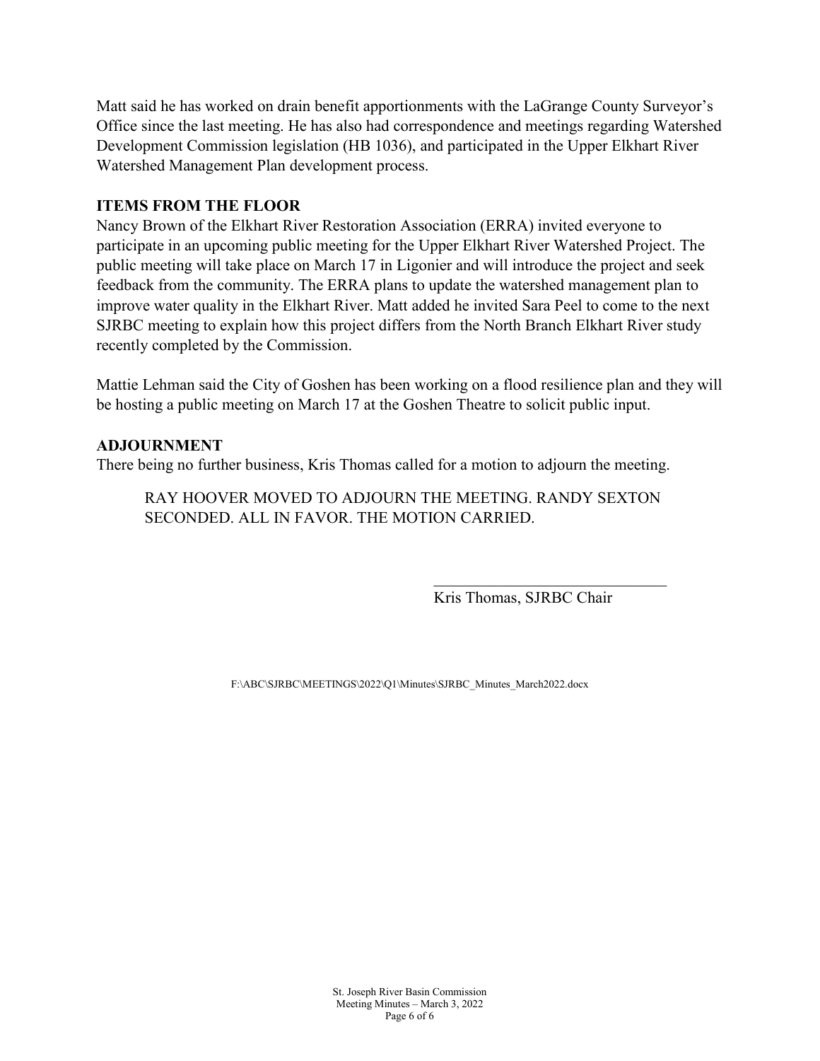Matt said he has worked on drain benefit apportionments with the LaGrange County Surveyor's Office since the last meeting. He has also had correspondence and meetings regarding Watershed Development Commission legislation (HB 1036), and participated in the Upper Elkhart River Watershed Management Plan development process.

## ITEMS FROM THE FLOOR

Nancy Brown of the Elkhart River Restoration Association (ERRA) invited everyone to participate in an upcoming public meeting for the Upper Elkhart River Watershed Project. The public meeting will take place on March 17 in Ligonier and will introduce the project and seek feedback from the community. The ERRA plans to update the watershed management plan to improve water quality in the Elkhart River. Matt added he invited Sara Peel to come to the next SJRBC meeting to explain how this project differs from the North Branch Elkhart River study recently completed by the Commission.

Mattie Lehman said the City of Goshen has been working on a flood resilience plan and they will be hosting a public meeting on March 17 at the Goshen Theatre to solicit public input.

## ADJOURNMENT

There being no further business, Kris Thomas called for a motion to adjourn the meeting.

> RAY HOOVER MOVED TO ADJOURN THE MEETING. RANDY SEXTON SECONDED. ALL IN FAVOR. THE MOTION CARRIED.

\_\_\_\_\_\_\_\_\_\_\_\_\_\_\_\_\_\_\_\_\_\_\_\_\_\_\_\_\_\_

Kris Thomas, SJRBC Chair

F:\ABC\SJRBC\MEETINGS\2022\Q1\Minutes\SJRBC_Minutes_March2022.docx